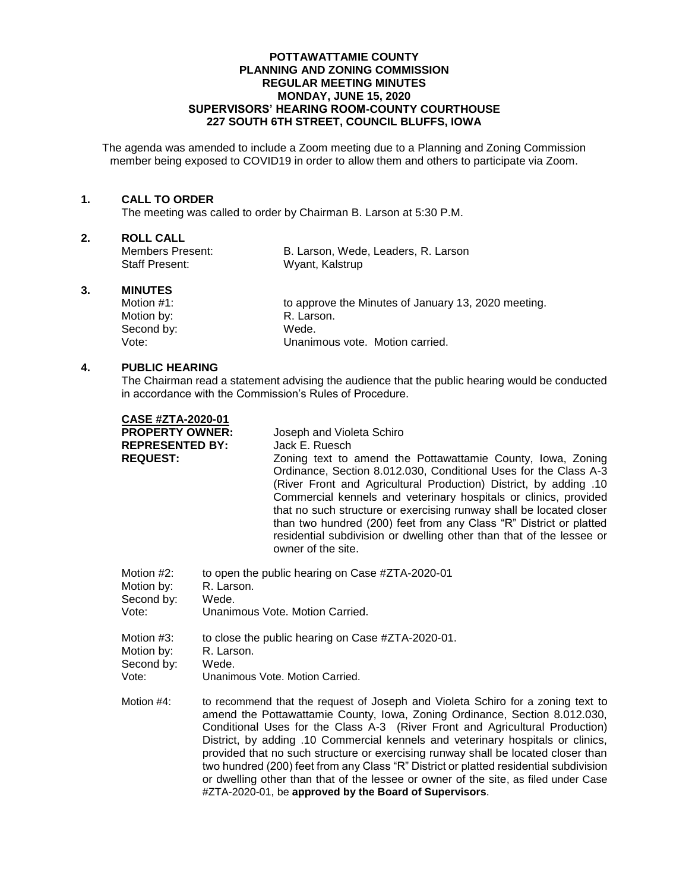**POTTAWATTAMIE COUNTY**
**PLANNING AND ZONING COMMISSION**
**REGULAR MEETING MINUTES**
**MONDAY, JUNE 15, 2020**
**SUPERVISORS' HEARING ROOM-COUNTY COURTHOUSE**
**227 SOUTH 6TH STREET, COUNCIL BLUFFS, IOWA**

The agenda was amended to include a Zoom meeting due to a Planning and Zoning Commission member being exposed to COVID19 in order to allow them and others to participate via Zoom.

## 1. CALL TO ORDER

The meeting was called to order by Chairman B. Larson at 5:30 P.M.

## 2. ROLL CALL

Members Present: B. Larson, Wede, Leaders, R. Larson
Staff Present: Wyant, Kalstrup

## 3. MINUTES

Motion #1: to approve the Minutes of January 13, 2020 meeting.
Motion by: R. Larson.
Second by: Wede.
Vote: Unanimous vote. Motion carried.

## 4. PUBLIC HEARING

The Chairman read a statement advising the audience that the public hearing would be conducted in accordance with the Commission's Rules of Procedure.

**CASE #ZTA-2020-01**

**PROPERTY OWNER:** Joseph and Violeta Schiro
**REPRESENTED BY:** Jack E. Ruesch
**REQUEST:** Zoning text to amend the Pottawattamie County, Iowa, Zoning Ordinance, Section 8.012.030, Conditional Uses for the Class A-3 (River Front and Agricultural Production) District, by adding .10 Commercial kennels and veterinary hospitals or clinics, provided that no such structure or exercising runway shall be located closer than two hundred (200) feet from any Class "R" District or platted residential subdivision or dwelling other than that of the lessee or owner of the site.

Motion #2: to open the public hearing on Case #ZTA-2020-01
Motion by: R. Larson.
Second by: Wede.
Vote: Unanimous Vote. Motion Carried.

Motion #3: to close the public hearing on Case #ZTA-2020-01.
Motion by: R. Larson.
Second by: Wede.
Vote: Unanimous Vote. Motion Carried.

Motion #4: to recommend that the request of Joseph and Violeta Schiro for a zoning text to amend the Pottawattamie County, Iowa, Zoning Ordinance, Section 8.012.030, Conditional Uses for the Class A-3 (River Front and Agricultural Production) District, by adding .10 Commercial kennels and veterinary hospitals or clinics, provided that no such structure or exercising runway shall be located closer than two hundred (200) feet from any Class "R" District or platted residential subdivision or dwelling other than that of the lessee or owner of the site, as filed under Case #ZTA-2020-01, be **approved by the Board of Supervisors**.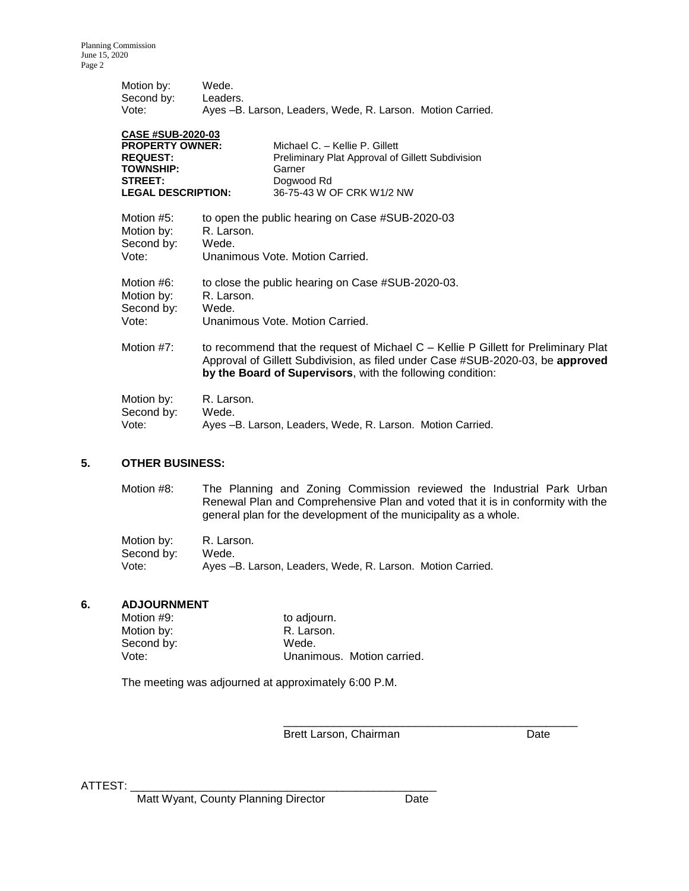Motion by: Wede.
Second by: Leaders.
Vote: Ayes –B. Larson, Leaders, Wede, R. Larson. Motion Carried.

**CASE #SUB-2020-03**
**PROPERTY OWNER:** Michael C. – Kellie P. Gillett
**REQUEST:** Preliminary Plat Approval of Gillett Subdivision
**TOWNSHIP:** Garner
**STREET:** Dogwood Rd
**LEGAL DESCRIPTION:** 36-75-43 W OF CRK W1/2 NW

Motion #5: to open the public hearing on Case #SUB-2020-03
Motion by: R. Larson.
Second by: Wede.
Vote: Unanimous Vote. Motion Carried.

Motion #6: to close the public hearing on Case #SUB-2020-03.
Motion by: R. Larson.
Second by: Wede.
Vote: Unanimous Vote. Motion Carried.

Motion #7: to recommend that the request of Michael C – Kellie P Gillett for Preliminary Plat Approval of Gillett Subdivision, as filed under Case #SUB-2020-03, be **approved by the Board of Supervisors**, with the following condition:

Motion by: R. Larson.
Second by: Wede.
Vote: Ayes –B. Larson, Leaders, Wede, R. Larson. Motion Carried.

## 5. OTHER BUSINESS:

Motion #8: The Planning and Zoning Commission reviewed the Industrial Park Urban Renewal Plan and Comprehensive Plan and voted that it is in conformity with the general plan for the development of the municipality as a whole.

Motion by: R. Larson.
Second by: Wede.
Vote: Ayes –B. Larson, Leaders, Wede, R. Larson. Motion Carried.

## 6. ADJOURNMENT

Motion #9: to adjourn.
Motion by: R. Larson.
Second by: Wede.
Vote: Unanimous. Motion carried.

The meeting was adjourned at approximately 6:00 P.M.

\_\_\_\_\_\_\_\_\_\_\_\_\_\_\_\_\_\_\_\_\_\_\_\_\_\_\_\_\_\_\_\_\_\_\_\_\_\_\_\_\_\_\_\_\_\_
Brett Larson, Chairman Date

ATTEST: \_\_\_\_\_\_\_\_\_\_\_\_\_\_\_\_\_\_\_\_\_\_\_\_\_\_\_\_\_\_\_\_\_\_\_\_\_\_\_\_\_\_\_\_\_\_
Matt Wyant, County Planning Director Date